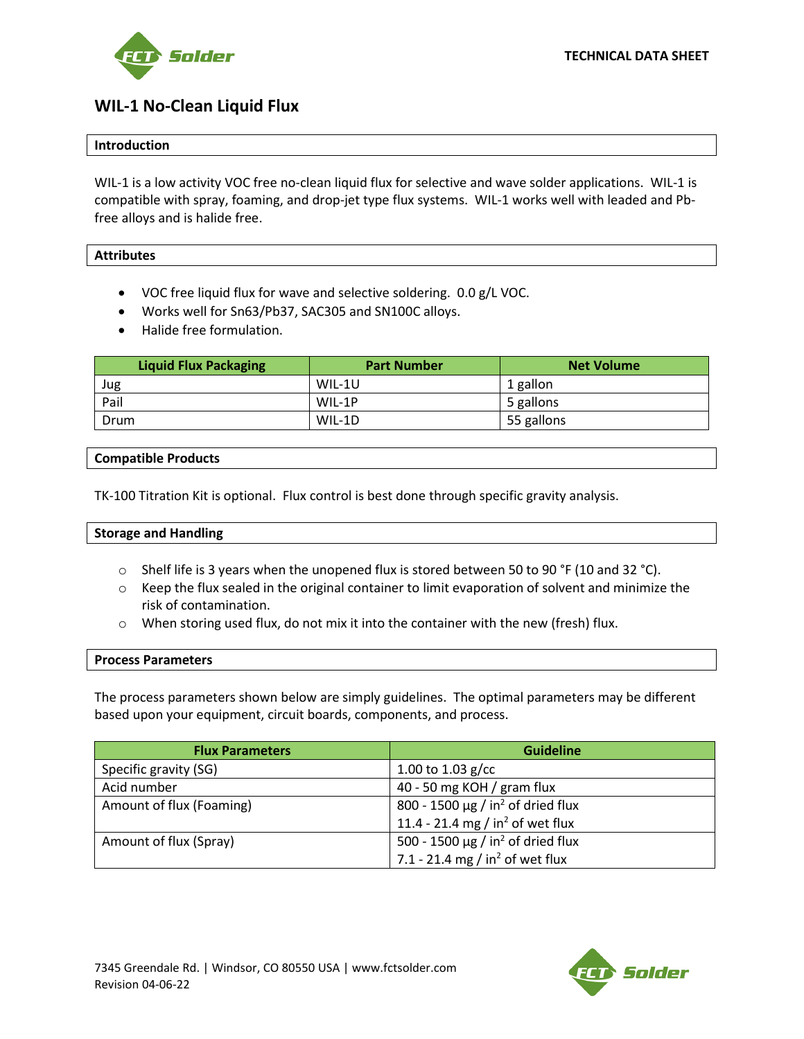TECHNICAL DATA SHEET

# WIL-1 No-Clean Liquid Flux

## Introduction

WIL-1 is a low activity VOC free no-clean liquid flux for selective and wave solder applications. WIL-1 is compatible with spray, foaming, and drop-jet type flux systems. WIL-1 works well with leaded and Pb-free alloys and is halide free.

## Attributes

- VOC free liquid flux for wave and selective soldering. 0.0 g/L VOC.
- Works well for Sn63/Pb37, SAC305 and SN100C alloys.
- Halide free formulation.

| Liquid Flux Packaging | Part Number | Net Volume |
|---|---|---|
| Jug | WIL-1U | 1 gallon |
| Pail | WIL-1P | 5 gallons |
| Drum | WIL-1D | 55 gallons |

## Compatible Products

TK-100 Titration Kit is optional. Flux control is best done through specific gravity analysis.

## Storage and Handling

- Shelf life is 3 years when the unopened flux is stored between 50 to 90 °F (10 and 32 °C).
- Keep the flux sealed in the original container to limit evaporation of solvent and minimize the risk of contamination.
- When storing used flux, do not mix it into the container with the new (fresh) flux.

## Process Parameters

The process parameters shown below are simply guidelines. The optimal parameters may be different based upon your equipment, circuit boards, components, and process.

| Flux Parameters | Guideline |
|---|---|
| Specific gravity (SG) | 1.00 to 1.03 g/cc |
| Acid number | 40 - 50 mg KOH / gram flux |
| Amount of flux (Foaming) | 800 - 1500 µg / in$^2$ of dried flux<br>11.4 - 21.4 mg / in$^2$ of wet flux |
| Amount of flux (Spray) | 500 - 1500 µg / in$^2$ of dried flux<br>7.1 - 21.4 mg / in$^2$ of wet flux |

7345 Greendale Rd. | Windsor, CO 80550 USA | www.fctsolder.com
Revision 04-06-22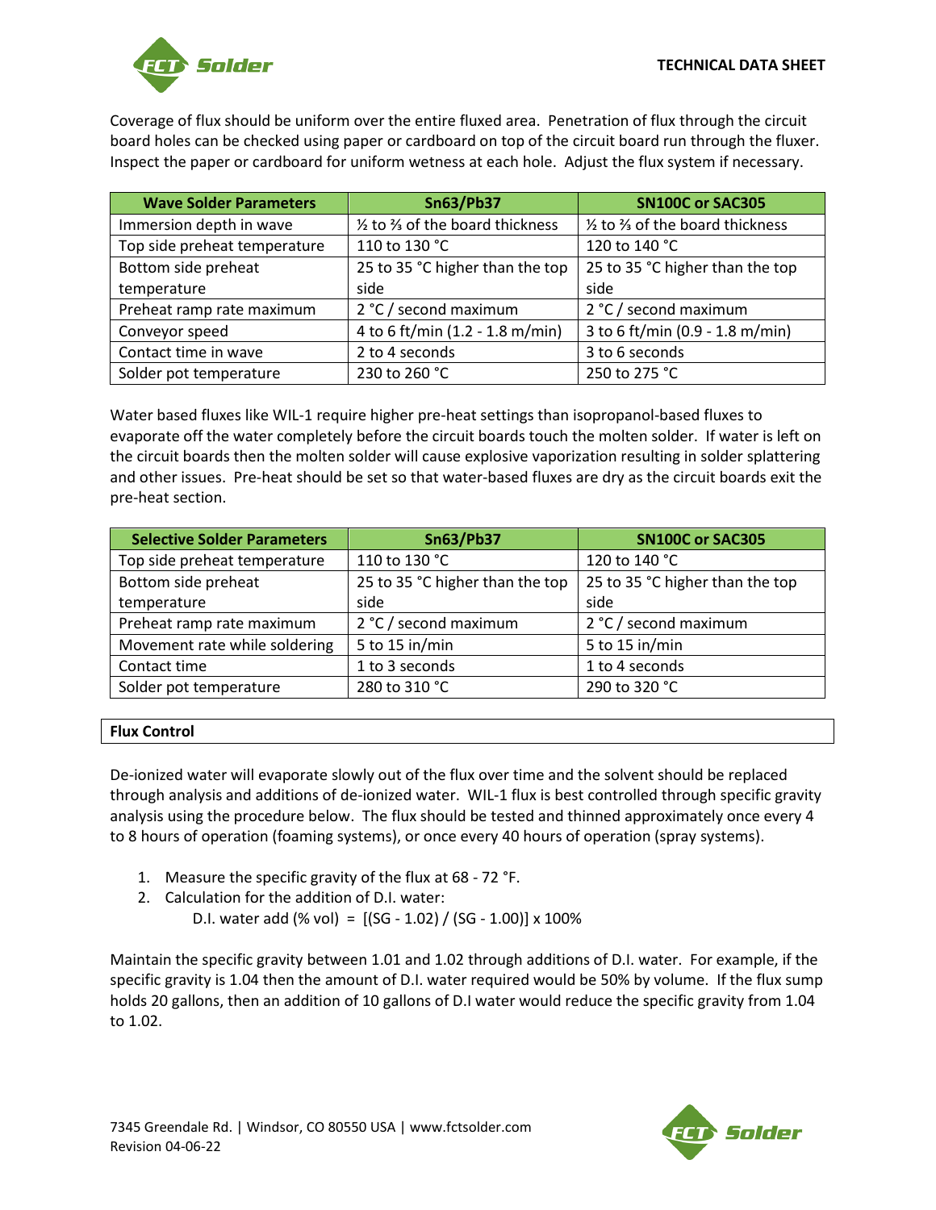Coverage of flux should be uniform over the entire fluxed area. Penetration of flux through the circuit board holes can be checked using paper or cardboard on top of the circuit board run through the fluxer. Inspect the paper or cardboard for uniform wetness at each hole. Adjust the flux system if necessary.

| Wave Solder Parameters | Sn63/Pb37 | SN100C or SAC305 |
| --- | --- | --- |
| Immersion depth in wave | ½ to ⅔ of the board thickness | ½ to ⅔ of the board thickness |
| Top side preheat temperature | 110 to 130 °C | 120 to 140 °C |
| Bottom side preheat temperature | 25 to 35 °C higher than the top side | 25 to 35 °C higher than the top side |
| Preheat ramp rate maximum | 2 °C / second maximum | 2 °C / second maximum |
| Conveyor speed | 4 to 6 ft/min (1.2 - 1.8 m/min) | 3 to 6 ft/min (0.9 - 1.8 m/min) |
| Contact time in wave | 2 to 4 seconds | 3 to 6 seconds |
| Solder pot temperature | 230 to 260 °C | 250 to 275 °C |

Water based fluxes like WIL-1 require higher pre-heat settings than isopropanol-based fluxes to evaporate off the water completely before the circuit boards touch the molten solder. If water is left on the circuit boards then the molten solder will cause explosive vaporization resulting in solder splattering and other issues. Pre-heat should be set so that water-based fluxes are dry as the circuit boards exit the pre-heat section.

| Selective Solder Parameters | Sn63/Pb37 | SN100C or SAC305 |
| --- | --- | --- |
| Top side preheat temperature | 110 to 130 °C | 120 to 140 °C |
| Bottom side preheat temperature | 25 to 35 °C higher than the top side | 25 to 35 °C higher than the top side |
| Preheat ramp rate maximum | 2 °C / second maximum | 2 °C / second maximum |
| Movement rate while soldering | 5 to 15 in/min | 5 to 15 in/min |
| Contact time | 1 to 3 seconds | 1 to 4 seconds |
| Solder pot temperature | 280 to 310 °C | 290 to 320 °C |

## Flux Control

De-ionized water will evaporate slowly out of the flux over time and the solvent should be replaced through analysis and additions of de-ionized water. WIL-1 flux is best controlled through specific gravity analysis using the procedure below. The flux should be tested and thinned approximately once every 4 to 8 hours of operation (foaming systems), or once every 40 hours of operation (spray systems).

1. Measure the specific gravity of the flux at 68 - 72 °F.
2. Calculation for the addition of D.I. water:

   D.I. water add (% vol) = $[(SG - 1.02) / (SG - 1.00)] \times 100\%$

Maintain the specific gravity between 1.01 and 1.02 through additions of D.I. water. For example, if the specific gravity is 1.04 then the amount of D.I. water required would be 50% by volume. If the flux sump holds 20 gallons, then an addition of 10 gallons of D.I water would reduce the specific gravity from 1.04 to 1.02.

7345 Greendale Rd. | Windsor, CO 80550 USA | www.fctsolder.com
Revision 04-06-22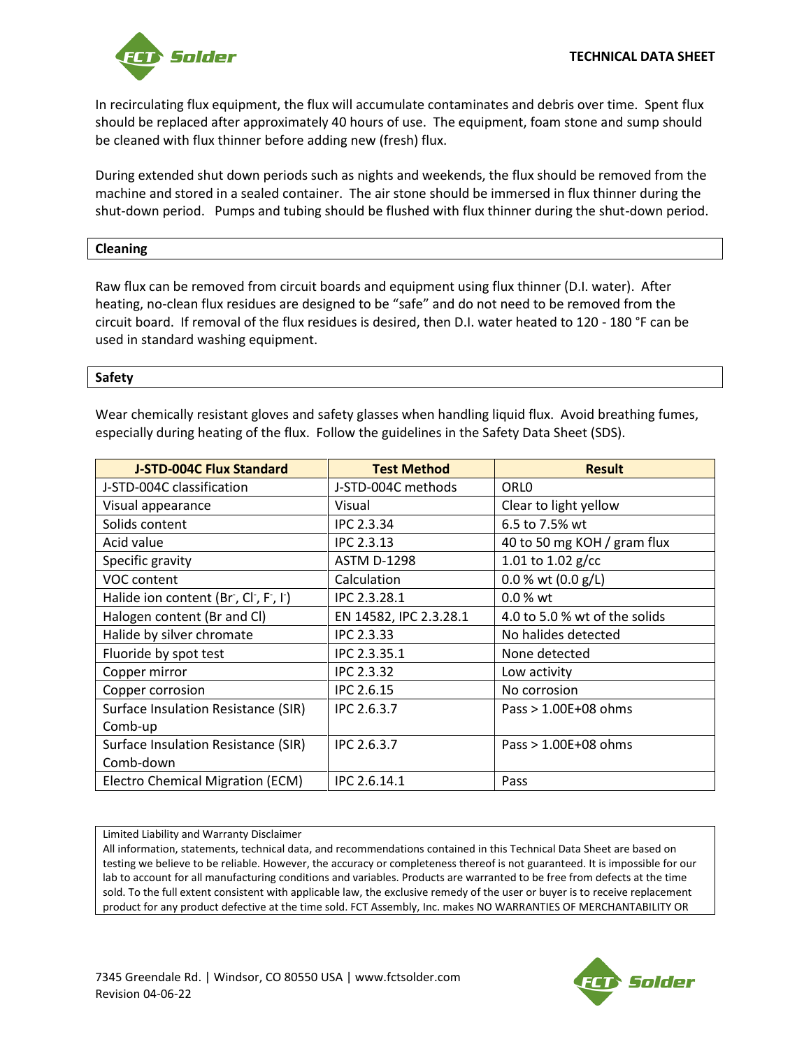In recirculating flux equipment, the flux will accumulate contaminates and debris over time. Spent flux should be replaced after approximately 40 hours of use. The equipment, foam stone and sump should be cleaned with flux thinner before adding new (fresh) flux.

During extended shut down periods such as nights and weekends, the flux should be removed from the machine and stored in a sealed container. The air stone should be immersed in flux thinner during the shut-down period. Pumps and tubing should be flushed with flux thinner during the shut-down period.

## Cleaning

Raw flux can be removed from circuit boards and equipment using flux thinner (D.I. water). After heating, no-clean flux residues are designed to be “safe” and do not need to be removed from the circuit board. If removal of the flux residues is desired, then D.I. water heated to 120 - 180 °F can be used in standard washing equipment.

## Safety

Wear chemically resistant gloves and safety glasses when handling liquid flux. Avoid breathing fumes, especially during heating of the flux. Follow the guidelines in the Safety Data Sheet (SDS).

| J-STD-004C Flux Standard | Test Method | Result |
|---|---|---|
| J-STD-004C classification | J-STD-004C methods | ORL0 |
| Visual appearance | Visual | Clear to light yellow |
| Solids content | IPC 2.3.34 | 6.5 to 7.5% wt |
| Acid value | IPC 2.3.13 | 40 to 50 mg KOH / gram flux |
| Specific gravity | ASTM D-1298 | 1.01 to 1.02 g/cc |
| VOC content | Calculation | 0.0 % wt (0.0 g/L) |
| Halide ion content ($Br^-$, $Cl^-$, $F^-$, $I^-$) | IPC 2.3.28.1 | 0.0 % wt |
| Halogen content (Br and Cl) | EN 14582, IPC 2.3.28.1 | 4.0 to 5.0 % wt of the solids |
| Halide by silver chromate | IPC 2.3.33 | No halides detected |
| Fluoride by spot test | IPC 2.3.35.1 | None detected |
| Copper mirror | IPC 2.3.32 | Low activity |
| Copper corrosion | IPC 2.6.15 | No corrosion |
| Surface Insulation Resistance (SIR) Comb-up | IPC 2.6.3.7 | Pass > 1.00E+08 ohms |
| Surface Insulation Resistance (SIR) Comb-down | IPC 2.6.3.7 | Pass > 1.00E+08 ohms |
| Electro Chemical Migration (ECM) | IPC 2.6.14.1 | Pass |

Limited Liability and Warranty Disclaimer
All information, statements, technical data, and recommendations contained in this Technical Data Sheet are based on testing we believe to be reliable. However, the accuracy or completeness thereof is not guaranteed. It is impossible for our lab to account for all manufacturing conditions and variables. Products are warranted to be free from defects at the time sold. To the full extent consistent with applicable law, the exclusive remedy of the user or buyer is to receive replacement product for any product defective at the time sold. FCT Assembly, Inc. makes NO WARRANTIES OF MERCHANTABILITY OR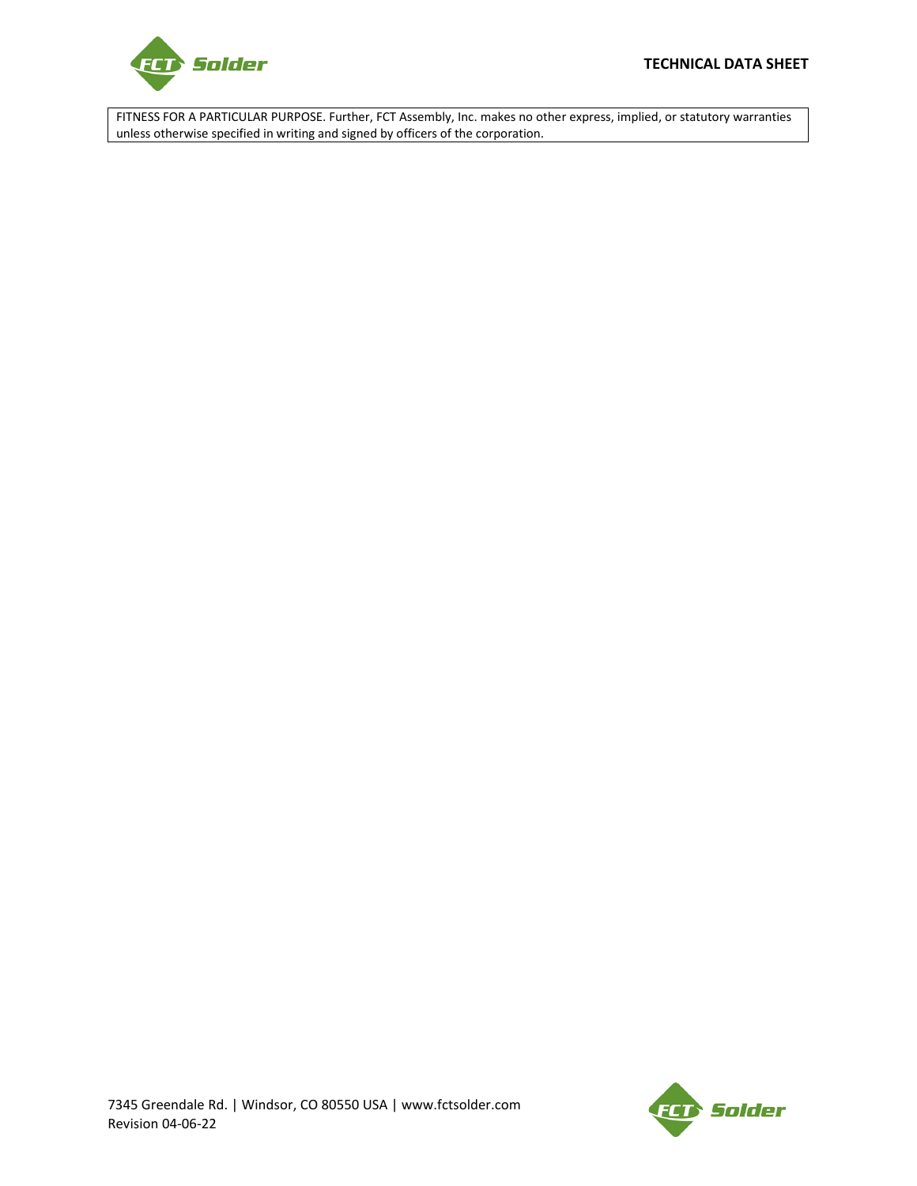FITNESS FOR A PARTICULAR PURPOSE. Further, FCT Assembly, Inc. makes no other express, implied, or statutory warranties unless otherwise specified in writing and signed by officers of the corporation.